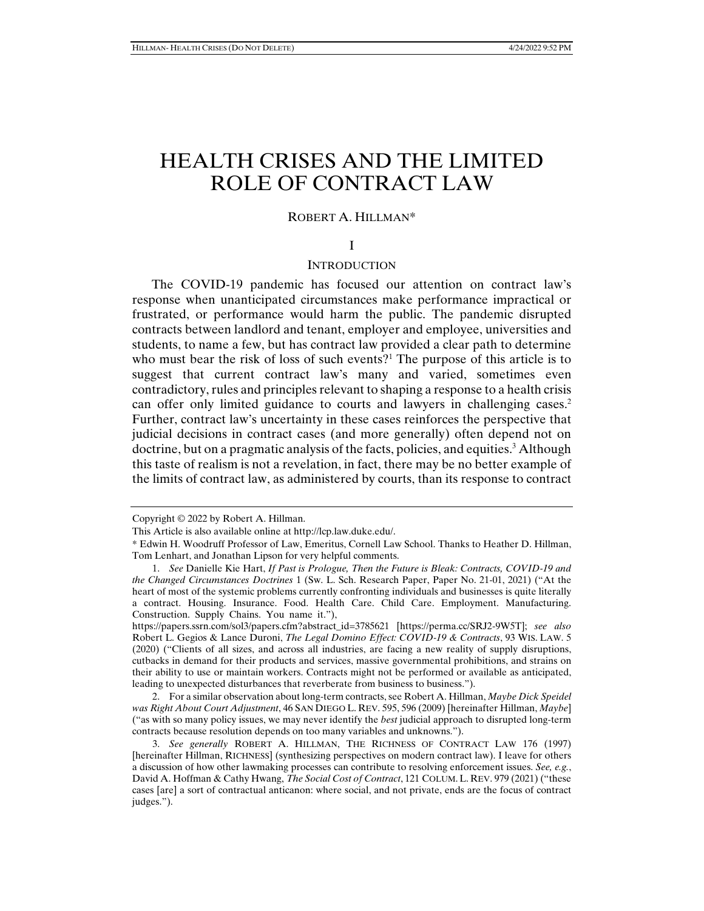# HEALTH CRISES AND THE LIMITED ROLE OF CONTRACT LAW

ROBERT A. HILLMAN*

## I

## INTRODUCTION

The COVID-19 pandemic has focused our attention on contract law's response when unanticipated circumstances make performance impractical or frustrated, or performance would harm the public. The pandemic disrupted contracts between landlord and tenant, employer and employee, universities and students, to name a few, but has contract law provided a clear path to determine who must bear the risk of loss of such events?[1] The purpose of this article is to suggest that current contract law's many and varied, sometimes even contradictory, rules and principles relevant to shaping a response to a health crisis can offer only limited guidance to courts and lawyers in challenging cases.[2] Further, contract law's uncertainty in these cases reinforces the perspective that judicial decisions in contract cases (and more generally) often depend not on doctrine, but on a pragmatic analysis of the facts, policies, and equities.[3] Although this taste of realism is not a revelation, in fact, there may be no better example of the limits of contract law, as administered by courts, than its response to contract

---

Copyright © 2022 by Robert A. Hillman.

This Article is also available online at http://lcp.law.duke.edu/.

\* Edwin H. Woodruff Professor of Law, Emeritus, Cornell Law School. Thanks to Heather D. Hillman, Tom Lenhart, and Jonathan Lipson for very helpful comments.

1. *See* Danielle Kie Hart, *If Past is Prologue, Then the Future is Bleak: Contracts, COVID-19 and the Changed Circumstances Doctrines* 1 (Sw. L. Sch. Research Paper, Paper No. 21-01, 2021) ("At the heart of most of the systemic problems currently confronting individuals and businesses is quite literally a contract. Housing. Insurance. Food. Health Care. Child Care. Employment. Manufacturing. Construction. Supply Chains. You name it."), https://papers.ssrn.com/sol3/papers.cfm?abstract_id=3785621 [https://perma.cc/SRJ2-9W5T]; *see also* Robert L. Gegios & Lance Duroni, *The Legal Domino Effect: COVID-19 & Contracts*, 93 WIS. LAW. 5 (2020) ("Clients of all sizes, and across all industries, are facing a new reality of supply disruptions, cutbacks in demand for their products and services, massive governmental prohibitions, and strains on their ability to use or maintain workers. Contracts might not be performed or available as anticipated, leading to unexpected disturbances that reverberate from business to business.").

2. For a similar observation about long-term contracts, see Robert A. Hillman, *Maybe Dick Speidel was Right About Court Adjustment*, 46 SAN DIEGO L. REV. 595, 596 (2009) [hereinafter Hillman, *Maybe*] ("as with so many policy issues, we may never identify the *best* judicial approach to disrupted long-term contracts because resolution depends on too many variables and unknowns.").

3. *See generally* ROBERT A. HILLMAN, THE RICHNESS OF CONTRACT LAW 176 (1997) [hereinafter Hillman, RICHNESS] (synthesizing perspectives on modern contract law). I leave for others a discussion of how other lawmaking processes can contribute to resolving enforcement issues. *See, e.g.*, David A. Hoffman & Cathy Hwang, *The Social Cost of Contract*, 121 COLUM. L. REV. 979 (2021) ("these cases [are] a sort of contractual anticanon: where social, and not private, ends are the focus of contract judges.").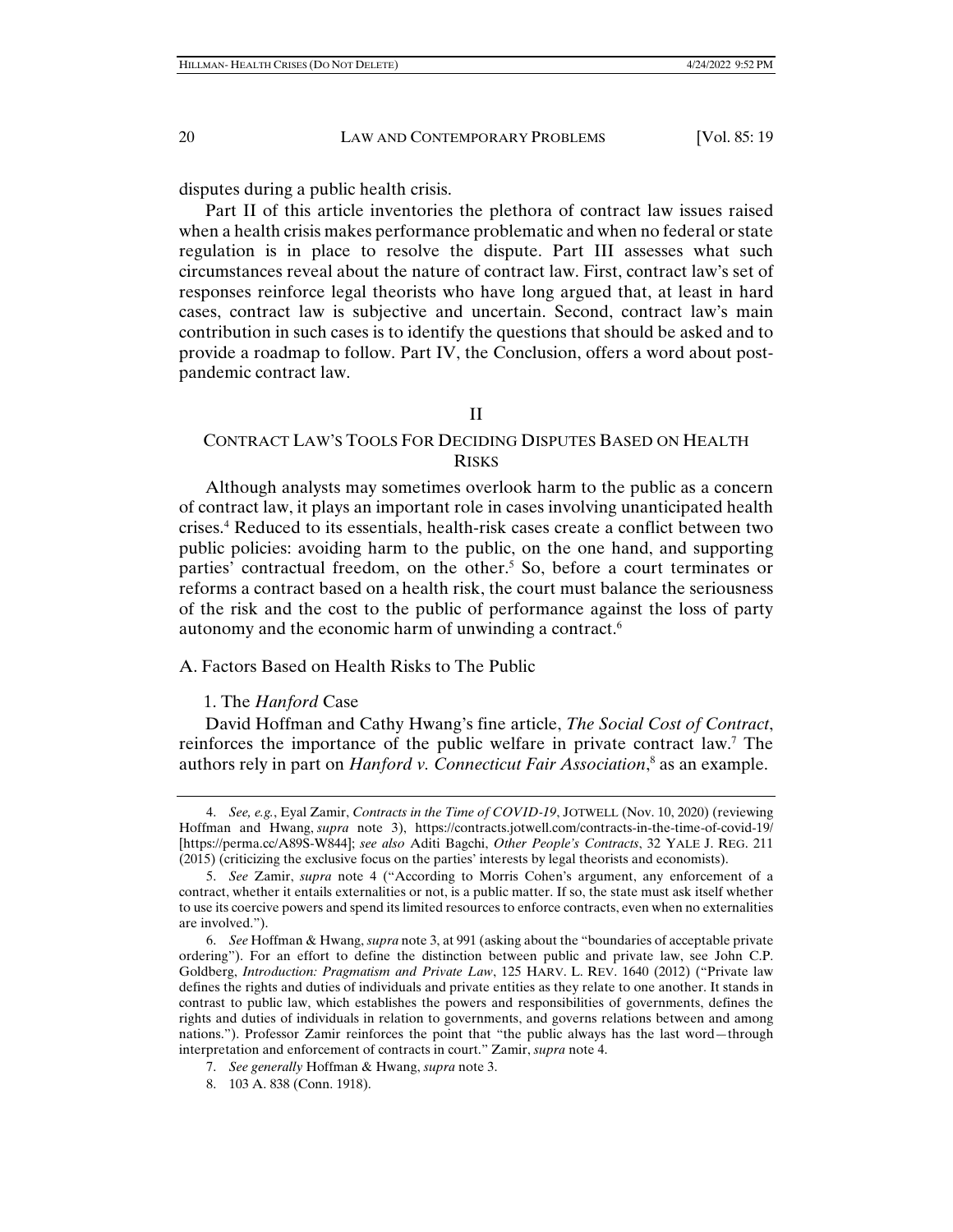disputes during a public health crisis.

Part II of this article inventories the plethora of contract law issues raised when a health crisis makes performance problematic and when no federal or state regulation is in place to resolve the dispute. Part III assesses what such circumstances reveal about the nature of contract law. First, contract law's set of responses reinforce legal theorists who have long argued that, at least in hard cases, contract law is subjective and uncertain. Second, contract law's main contribution in such cases is to identify the questions that should be asked and to provide a roadmap to follow. Part IV, the Conclusion, offers a word about post-pandemic contract law.

## II

## CONTRACT LAW'S TOOLS FOR DECIDING DISPUTES BASED ON HEALTH RISKS

Although analysts may sometimes overlook harm to the public as a concern of contract law, it plays an important role in cases involving unanticipated health crises.[4] Reduced to its essentials, health-risk cases create a conflict between two public policies: avoiding harm to the public, on the one hand, and supporting parties' contractual freedom, on the other.[5] So, before a court terminates or reforms a contract based on a health risk, the court must balance the seriousness of the risk and the cost to the public of performance against the loss of party autonomy and the economic harm of unwinding a contract.[6]

### A. Factors Based on Health Risks to The Public

#### 1. The *Hanford* Case

David Hoffman and Cathy Hwang's fine article, *The Social Cost of Contract*, reinforces the importance of the public welfare in private contract law.[7] The authors rely in part on *Hanford v. Connecticut Fair Association*,[8] as an example.

---

4. *See, e.g.*, Eyal Zamir, *Contracts in the Time of COVID-19*, JOTWELL (Nov. 10, 2020) (reviewing Hoffman and Hwang, *supra* note 3), https://contracts.jotwell.com/contracts-in-the-time-of-covid-19/ [https://perma.cc/A89S-W844]; *see also* Aditi Bagchi, *Other People's Contracts*, 32 YALE J. REG. 211 (2015) (criticizing the exclusive focus on the parties' interests by legal theorists and economists).

5. *See* Zamir, *supra* note 4 ("According to Morris Cohen's argument, any enforcement of a contract, whether it entails externalities or not, is a public matter. If so, the state must ask itself whether to use its coercive powers and spend its limited resources to enforce contracts, even when no externalities are involved.").

6. *See* Hoffman & Hwang, *supra* note 3, at 991 (asking about the "boundaries of acceptable private ordering"). For an effort to define the distinction between public and private law, see John C.P. Goldberg, *Introduction: Pragmatism and Private Law*, 125 HARV. L. REV. 1640 (2012) ("Private law defines the rights and duties of individuals and private entities as they relate to one another. It stands in contrast to public law, which establishes the powers and responsibilities of governments, defines the rights and duties of individuals in relation to governments, and governs relations between and among nations."). Professor Zamir reinforces the point that "the public always has the last word—through interpretation and enforcement of contracts in court." Zamir, *supra* note 4.

7. *See generally* Hoffman & Hwang, *supra* note 3.

8. 103 A. 838 (Conn. 1918).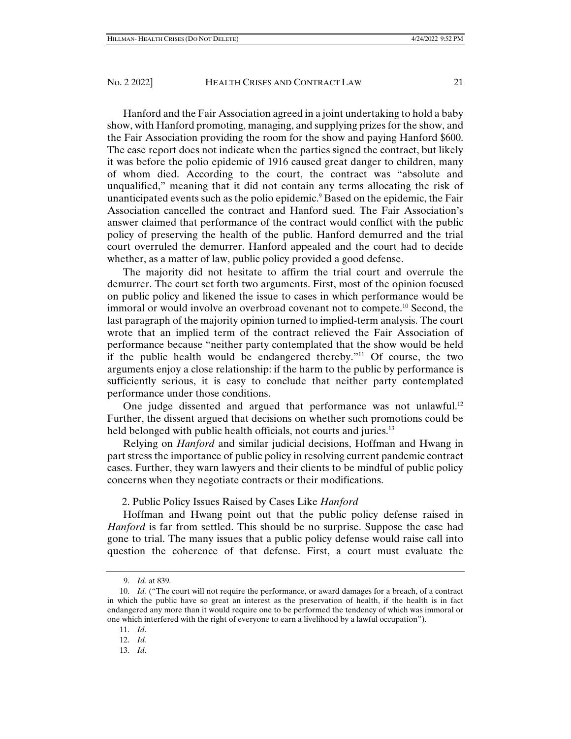Hanford and the Fair Association agreed in a joint undertaking to hold a baby show, with Hanford promoting, managing, and supplying prizes for the show, and the Fair Association providing the room for the show and paying Hanford $600. The case report does not indicate when the parties signed the contract, but likely it was before the polio epidemic of 1916 caused great danger to children, many of whom died. According to the court, the contract was "absolute and unqualified," meaning that it did not contain any terms allocating the risk of unanticipated events such as the polio epidemic.[9] Based on the epidemic, the Fair Association cancelled the contract and Hanford sued. The Fair Association's answer claimed that performance of the contract would conflict with the public policy of preserving the health of the public. Hanford demurred and the trial court overruled the demurrer. Hanford appealed and the court had to decide whether, as a matter of law, public policy provided a good defense.

The majority did not hesitate to affirm the trial court and overrule the demurrer. The court set forth two arguments. First, most of the opinion focused on public policy and likened the issue to cases in which performance would be immoral or would involve an overbroad covenant not to compete.[10] Second, the last paragraph of the majority opinion turned to implied-term analysis. The court wrote that an implied term of the contract relieved the Fair Association of performance because "neither party contemplated that the show would be held if the public health would be endangered thereby."[11] Of course, the two arguments enjoy a close relationship: if the harm to the public by performance is sufficiently serious, it is easy to conclude that neither party contemplated performance under those conditions.

One judge dissented and argued that performance was not unlawful.[12] Further, the dissent argued that decisions on whether such promotions could be held belonged with public health officials, not courts and juries.[13]

Relying on *Hanford* and similar judicial decisions, Hoffman and Hwang in part stress the importance of public policy in resolving current pandemic contract cases. Further, they warn lawyers and their clients to be mindful of public policy concerns when they negotiate contracts or their modifications.

2. Public Policy Issues Raised by Cases Like *Hanford*

Hoffman and Hwang point out that the public policy defense raised in *Hanford* is far from settled. This should be no surprise. Suppose the case had gone to trial. The many issues that a public policy defense would raise call into question the coherence of that defense. First, a court must evaluate the

---

9. *Id.* at 839.

10. *Id.* ("The court will not require the performance, or award damages for a breach, of a contract in which the public have so great an interest as the preservation of health, if the health is in fact endangered any more than it would require one to be performed the tendency of which was immoral or one which interfered with the right of everyone to earn a livelihood by a lawful occupation").

11. *Id*.

12. *Id.*

13. *Id*.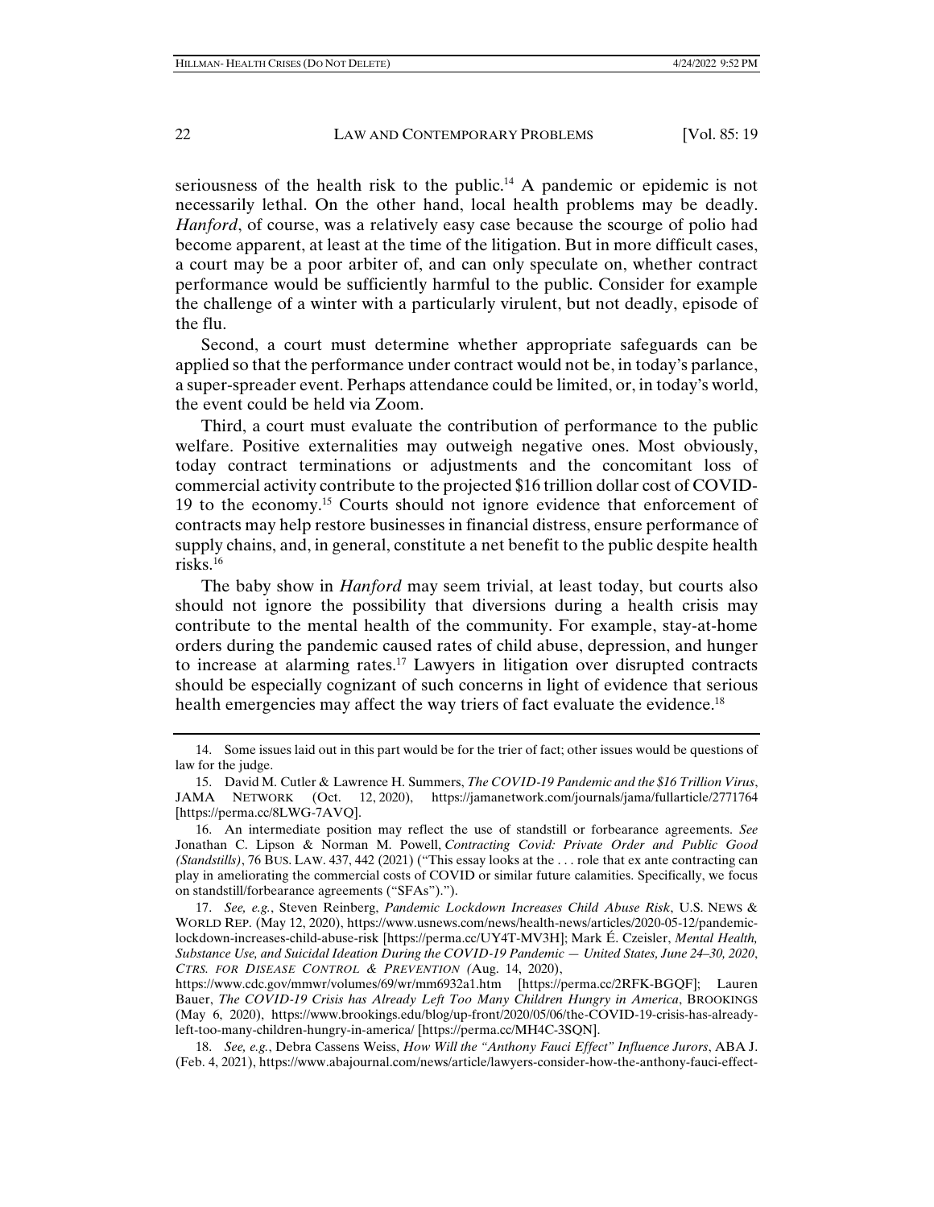seriousness of the health risk to the public.[14] A pandemic or epidemic is not necessarily lethal. On the other hand, local health problems may be deadly. *Hanford*, of course, was a relatively easy case because the scourge of polio had become apparent, at least at the time of the litigation. But in more difficult cases, a court may be a poor arbiter of, and can only speculate on, whether contract performance would be sufficiently harmful to the public. Consider for example the challenge of a winter with a particularly virulent, but not deadly, episode of the flu.

Second, a court must determine whether appropriate safeguards can be applied so that the performance under contract would not be, in today's parlance, a super-spreader event. Perhaps attendance could be limited, or, in today's world, the event could be held via Zoom.

Third, a court must evaluate the contribution of performance to the public welfare. Positive externalities may outweigh negative ones. Most obviously, today contract terminations or adjustments and the concomitant loss of commercial activity contribute to the projected $16 trillion dollar cost of COVID-19 to the economy.[15] Courts should not ignore evidence that enforcement of contracts may help restore businesses in financial distress, ensure performance of supply chains, and, in general, constitute a net benefit to the public despite health risks.[16]

The baby show in *Hanford* may seem trivial, at least today, but courts also should not ignore the possibility that diversions during a health crisis may contribute to the mental health of the community. For example, stay-at-home orders during the pandemic caused rates of child abuse, depression, and hunger to increase at alarming rates.[17] Lawyers in litigation over disrupted contracts should be especially cognizant of such concerns in light of evidence that serious health emergencies may affect the way triers of fact evaluate the evidence.[18]

---

14. Some issues laid out in this part would be for the trier of fact; other issues would be questions of law for the judge.

15. David M. Cutler & Lawrence H. Summers, *The COVID-19 Pandemic and the $16 Trillion Virus*, JAMA NETWORK (Oct. 12, 2020), https://jamanetwork.com/journals/jama/fullarticle/2771764 [https://perma.cc/8LWG-7AVQ].

16. An intermediate position may reflect the use of standstill or forbearance agreements. *See* Jonathan C. Lipson & Norman M. Powell, *Contracting Covid: Private Order and Public Good (Standstills)*, 76 BUS. LAW. 437, 442 (2021) ("This essay looks at the . . . role that ex ante contracting can play in ameliorating the commercial costs of COVID or similar future calamities. Specifically, we focus on standstill/forbearance agreements ("SFAs").").

17. *See, e.g.*, Steven Reinberg, *Pandemic Lockdown Increases Child Abuse Risk*, U.S. NEWS & WORLD REP. (May 12, 2020), https://www.usnews.com/news/health-news/articles/2020-05-12/pandemic-lockdown-increases-child-abuse-risk [https://perma.cc/UY4T-MV3H]; Mark É. Czeisler, *Mental Health, Substance Use, and Suicidal Ideation During the COVID-19 Pandemic — United States, June 24–30, 2020*, *CTRS. FOR DISEASE CONTROL & PREVENTION* (Aug. 14, 2020), https://www.cdc.gov/mmwr/volumes/69/wr/mm6932a1.htm [https://perma.cc/2RFK-BGQF]; Lauren Bauer, *The COVID-19 Crisis has Already Left Too Many Children Hungry in America*, BROOKINGS (May 6, 2020), https://www.brookings.edu/blog/up-front/2020/05/06/the-COVID-19-crisis-has-already-left-too-many-children-hungry-in-america/ [https://perma.cc/MH4C-3SQN].

18. *See, e.g.*, Debra Cassens Weiss, *How Will the "Anthony Fauci Effect" Influence Jurors*, ABA J. (Feb. 4, 2021), https://www.abajournal.com/news/article/lawyers-consider-how-the-anthony-fauci-effect-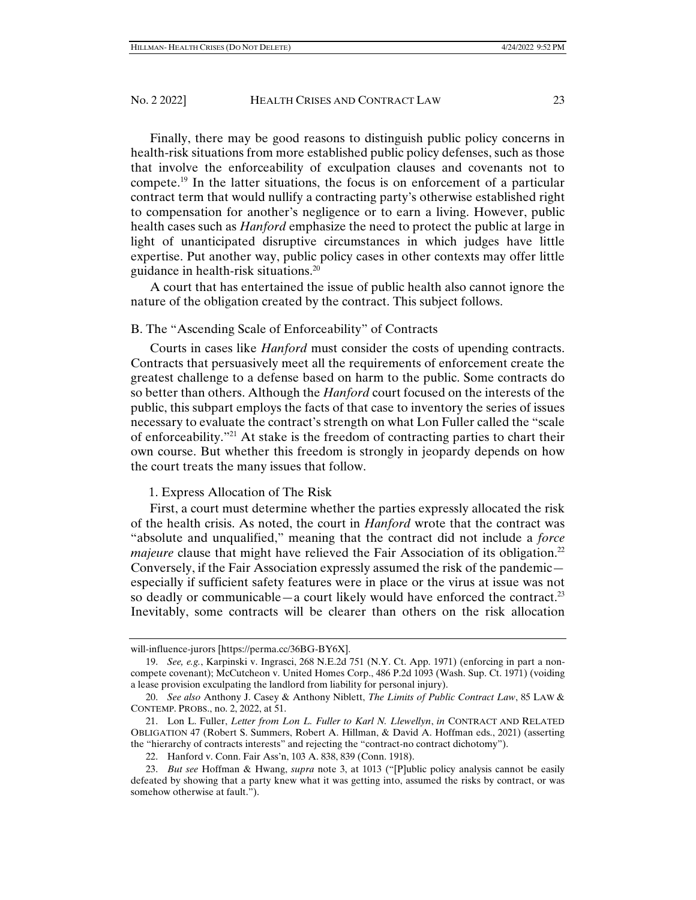Finally, there may be good reasons to distinguish public policy concerns in health-risk situations from more established public policy defenses, such as those that involve the enforceability of exculpation clauses and covenants not to compete.[19] In the latter situations, the focus is on enforcement of a particular contract term that would nullify a contracting party's otherwise established right to compensation for another's negligence or to earn a living. However, public health cases such as *Hanford* emphasize the need to protect the public at large in light of unanticipated disruptive circumstances in which judges have little expertise. Put another way, public policy cases in other contexts may offer little guidance in health-risk situations.[20]

A court that has entertained the issue of public health also cannot ignore the nature of the obligation created by the contract. This subject follows.

### B. The "Ascending Scale of Enforceability" of Contracts

Courts in cases like *Hanford* must consider the costs of upending contracts. Contracts that persuasively meet all the requirements of enforcement create the greatest challenge to a defense based on harm to the public. Some contracts do so better than others. Although the *Hanford* court focused on the interests of the public, this subpart employs the facts of that case to inventory the series of issues necessary to evaluate the contract's strength on what Lon Fuller called the "scale of enforceability."[21] At stake is the freedom of contracting parties to chart their own course. But whether this freedom is strongly in jeopardy depends on how the court treats the many issues that follow.

#### 1. Express Allocation of The Risk

First, a court must determine whether the parties expressly allocated the risk of the health crisis. As noted, the court in *Hanford* wrote that the contract was "absolute and unqualified," meaning that the contract did not include a *force majeure* clause that might have relieved the Fair Association of its obligation.[22] Conversely, if the Fair Association expressly assumed the risk of the pandemic—especially if sufficient safety features were in place or the virus at issue was not so deadly or communicable—a court likely would have enforced the contract.[23] Inevitably, some contracts will be clearer than others on the risk allocation

---

will-influence-jurors [https://perma.cc/36BG-BY6X].

19. *See, e.g.*, Karpinski v. Ingrasci, 268 N.E.2d 751 (N.Y. Ct. App. 1971) (enforcing in part a non-compete covenant); McCutcheon v. United Homes Corp., 486 P.2d 1093 (Wash. Sup. Ct. 1971) (voiding a lease provision exculpating the landlord from liability for personal injury).

20. *See also* Anthony J. Casey & Anthony Niblett, *The Limits of Public Contract Law*, 85 LAW & CONTEMP. PROBS., no. 2, 2022, at 51.

21. Lon L. Fuller, *Letter from Lon L. Fuller to Karl N. Llewellyn*, *in* CONTRACT AND RELATED OBLIGATION 47 (Robert S. Summers, Robert A. Hillman, & David A. Hoffman eds., 2021) (asserting the "hierarchy of contracts interests" and rejecting the "contract-no contract dichotomy").

22. Hanford v. Conn. Fair Ass'n, 103 A. 838, 839 (Conn. 1918).

23. *But see* Hoffman & Hwang, *supra* note 3, at 1013 ("[P]ublic policy analysis cannot be easily defeated by showing that a party knew what it was getting into, assumed the risks by contract, or was somehow otherwise at fault.").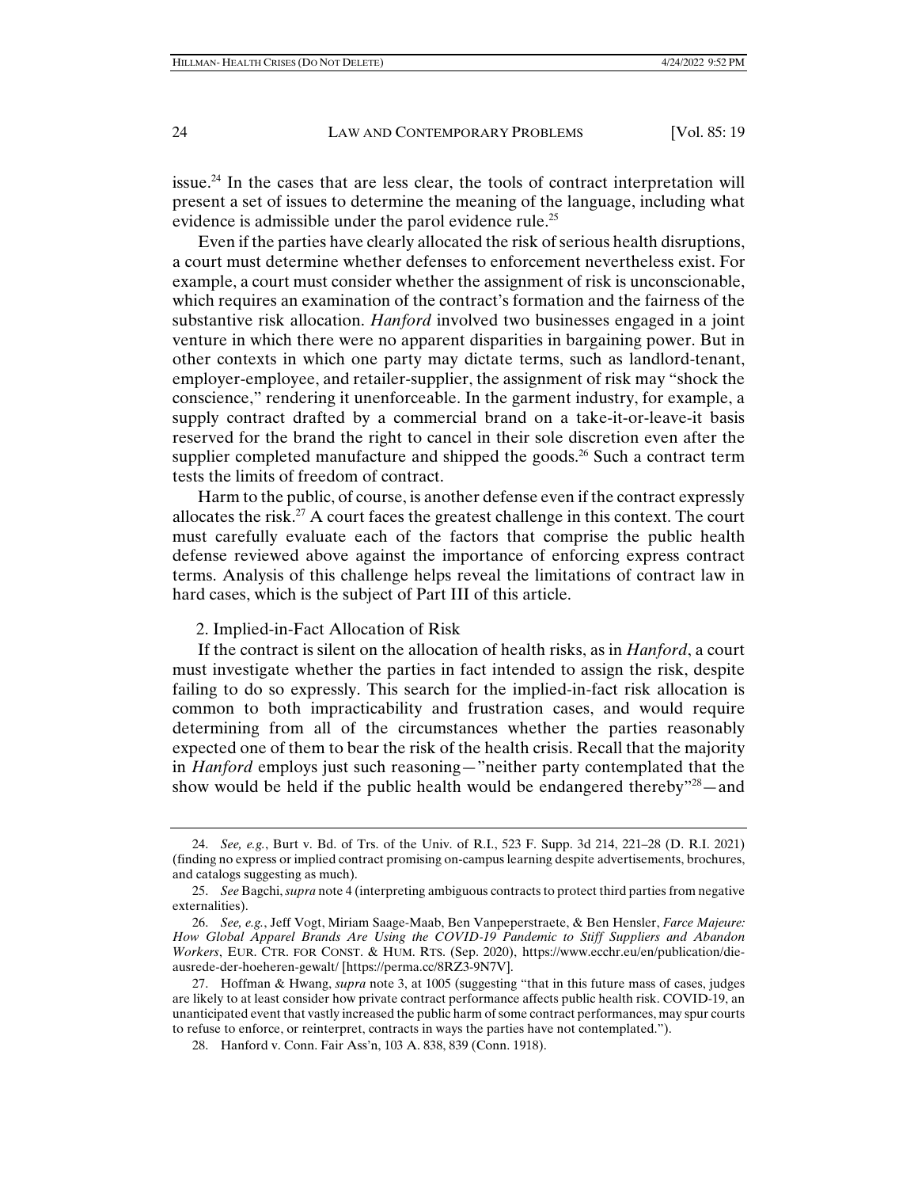issue.[24] In the cases that are less clear, the tools of contract interpretation will present a set of issues to determine the meaning of the language, including what evidence is admissible under the parol evidence rule.[25]

Even if the parties have clearly allocated the risk of serious health disruptions, a court must determine whether defenses to enforcement nevertheless exist. For example, a court must consider whether the assignment of risk is unconscionable, which requires an examination of the contract's formation and the fairness of the substantive risk allocation. *Hanford* involved two businesses engaged in a joint venture in which there were no apparent disparities in bargaining power. But in other contexts in which one party may dictate terms, such as landlord-tenant, employer-employee, and retailer-supplier, the assignment of risk may "shock the conscience," rendering it unenforceable. In the garment industry, for example, a supply contract drafted by a commercial brand on a take-it-or-leave-it basis reserved for the brand the right to cancel in their sole discretion even after the supplier completed manufacture and shipped the goods.[26] Such a contract term tests the limits of freedom of contract.

Harm to the public, of course, is another defense even if the contract expressly allocates the risk.[27] A court faces the greatest challenge in this context. The court must carefully evaluate each of the factors that comprise the public health defense reviewed above against the importance of enforcing express contract terms. Analysis of this challenge helps reveal the limitations of contract law in hard cases, which is the subject of Part III of this article.

2. Implied-in-Fact Allocation of Risk

If the contract is silent on the allocation of health risks, as in *Hanford*, a court must investigate whether the parties in fact intended to assign the risk, despite failing to do so expressly. This search for the implied-in-fact risk allocation is common to both impracticability and frustration cases, and would require determining from all of the circumstances whether the parties reasonably expected one of them to bear the risk of the health crisis. Recall that the majority in *Hanford* employs just such reasoning—"neither party contemplated that the show would be held if the public health would be endangered thereby"[28]—and

---

24. *See, e.g.*, Burt v. Bd. of Trs. of the Univ. of R.I., 523 F. Supp. 3d 214, 221–28 (D. R.I. 2021) (finding no express or implied contract promising on-campus learning despite advertisements, brochures, and catalogs suggesting as much).

25. *See* Bagchi, *supra* note 4 (interpreting ambiguous contracts to protect third parties from negative externalities).

26. *See, e.g.*, Jeff Vogt, Miriam Saage-Maab, Ben Vanpeperstraete, & Ben Hensler, *Farce Majeure: How Global Apparel Brands Are Using the COVID-19 Pandemic to Stiff Suppliers and Abandon Workers*, EUR. CTR. FOR CONST. & HUM. RTS. (Sep. 2020), https://www.ecchr.eu/en/publication/die-ausrede-der-hoeheren-gewalt/ [https://perma.cc/8RZ3-9N7V].

27. Hoffman & Hwang, *supra* note 3, at 1005 (suggesting "that in this future mass of cases, judges are likely to at least consider how private contract performance affects public health risk. COVID-19, an unanticipated event that vastly increased the public harm of some contract performances, may spur courts to refuse to enforce, or reinterpret, contracts in ways the parties have not contemplated.").

28. Hanford v. Conn. Fair Ass'n, 103 A. 838, 839 (Conn. 1918).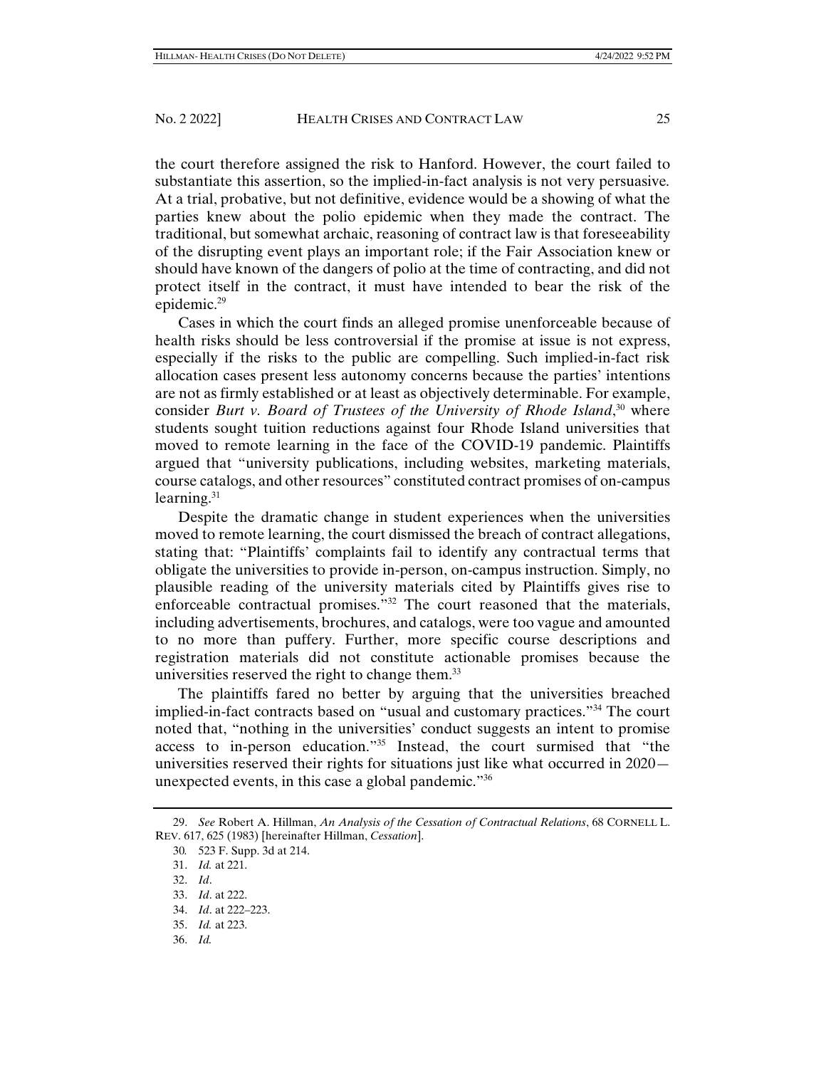the court therefore assigned the risk to Hanford. However, the court failed to substantiate this assertion, so the implied-in-fact analysis is not very persuasive. At a trial, probative, but not definitive, evidence would be a showing of what the parties knew about the polio epidemic when they made the contract. The traditional, but somewhat archaic, reasoning of contract law is that foreseeability of the disrupting event plays an important role; if the Fair Association knew or should have known of the dangers of polio at the time of contracting, and did not protect itself in the contract, it must have intended to bear the risk of the epidemic.[29]

Cases in which the court finds an alleged promise unenforceable because of health risks should be less controversial if the promise at issue is not express, especially if the risks to the public are compelling. Such implied-in-fact risk allocation cases present less autonomy concerns because the parties' intentions are not as firmly established or at least as objectively determinable. For example, consider *Burt v. Board of Trustees of the University of Rhode Island*,[30] where students sought tuition reductions against four Rhode Island universities that moved to remote learning in the face of the COVID-19 pandemic. Plaintiffs argued that "university publications, including websites, marketing materials, course catalogs, and other resources" constituted contract promises of on-campus learning.[31]

Despite the dramatic change in student experiences when the universities moved to remote learning, the court dismissed the breach of contract allegations, stating that: "Plaintiffs' complaints fail to identify any contractual terms that obligate the universities to provide in-person, on-campus instruction. Simply, no plausible reading of the university materials cited by Plaintiffs gives rise to enforceable contractual promises."[32] The court reasoned that the materials, including advertisements, brochures, and catalogs, were too vague and amounted to no more than puffery. Further, more specific course descriptions and registration materials did not constitute actionable promises because the universities reserved the right to change them.[33]

The plaintiffs fared no better by arguing that the universities breached implied-in-fact contracts based on "usual and customary practices."[34] The court noted that, "nothing in the universities' conduct suggests an intent to promise access to in-person education."[35] Instead, the court surmised that "the universities reserved their rights for situations just like what occurred in 2020—unexpected events, in this case a global pandemic."[36]

---

29. *See* Robert A. Hillman, *An Analysis of the Cessation of Contractual Relations*, 68 CORNELL L. REV. 617, 625 (1983) [hereinafter Hillman, *Cessation*].

30. 523 F. Supp. 3d at 214.

31. *Id.* at 221.

32. *Id*.

33. *Id*. at 222.

34. *Id*. at 222–223.

35. *Id.* at 223.

36. *Id.*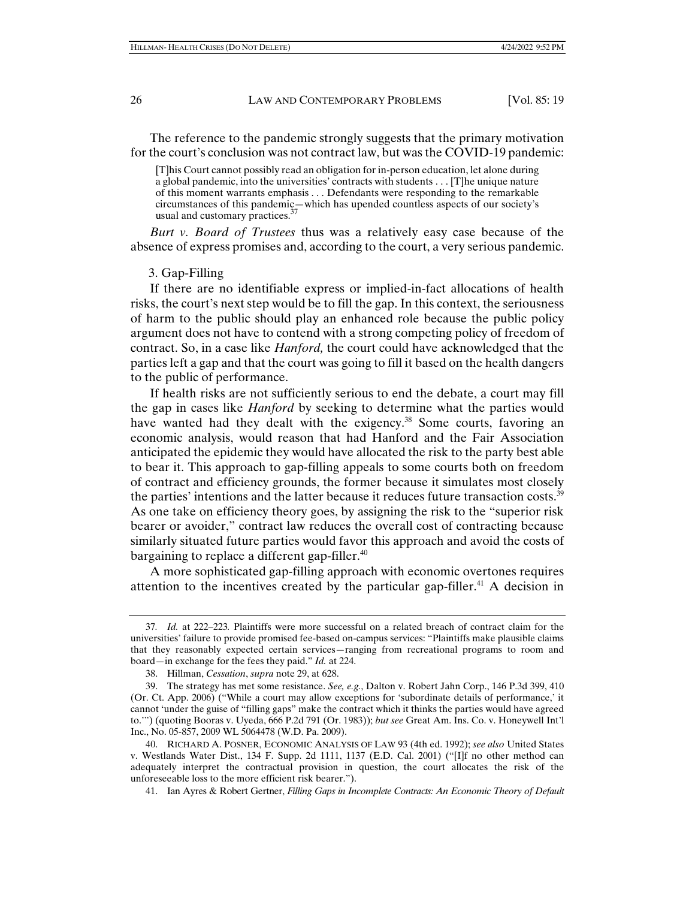The reference to the pandemic strongly suggests that the primary motivation for the court's conclusion was not contract law, but was the COVID-19 pandemic:

> [T]his Court cannot possibly read an obligation for in-person education, let alone during a global pandemic, into the universities' contracts with students . . . [T]he unique nature of this moment warrants emphasis . . . Defendants were responding to the remarkable circumstances of this pandemic—which has upended countless aspects of our society's usual and customary practices.[37]

*Burt v. Board of Trustees* thus was a relatively easy case because of the absence of express promises and, according to the court, a very serious pandemic.

### 3. Gap-Filling

If there are no identifiable express or implied-in-fact allocations of health risks, the court's next step would be to fill the gap. In this context, the seriousness of harm to the public should play an enhanced role because the public policy argument does not have to contend with a strong competing policy of freedom of contract. So, in a case like *Hanford,* the court could have acknowledged that the parties left a gap and that the court was going to fill it based on the health dangers to the public of performance.

If health risks are not sufficiently serious to end the debate, a court may fill the gap in cases like *Hanford* by seeking to determine what the parties would have wanted had they dealt with the exigency.[38] Some courts, favoring an economic analysis, would reason that had Hanford and the Fair Association anticipated the epidemic they would have allocated the risk to the party best able to bear it. This approach to gap-filling appeals to some courts both on freedom of contract and efficiency grounds, the former because it simulates most closely the parties' intentions and the latter because it reduces future transaction costs.[39] As one take on efficiency theory goes, by assigning the risk to the "superior risk bearer or avoider," contract law reduces the overall cost of contracting because similarly situated future parties would favor this approach and avoid the costs of bargaining to replace a different gap-filler.[40]

A more sophisticated gap-filling approach with economic overtones requires attention to the incentives created by the particular gap-filler.[41] A decision in

---

37. *Id.* at 222–223*.* Plaintiffs were more successful on a related breach of contract claim for the universities' failure to provide promised fee-based on-campus services: "Plaintiffs make plausible claims that they reasonably expected certain services—ranging from recreational programs to room and board—in exchange for the fees they paid." *Id.* at 224.

38. Hillman, *Cessation*, *supra* note 29, at 628.

39. The strategy has met some resistance. *See, e.g.*, Dalton v. Robert Jahn Corp., 146 P.3d 399, 410 (Or. Ct. App. 2006) ("While a court may allow exceptions for 'subordinate details of performance,' it cannot 'under the guise of "filling gaps" make the contract which it thinks the parties would have agreed to.'") (quoting Booras v. Uyeda, 666 P.2d 791 (Or. 1983)); *but see* Great Am. Ins. Co. v. Honeywell Int'l Inc., No. 05-857, 2009 WL 5064478 (W.D. Pa. 2009).

40. RICHARD A. POSNER, ECONOMIC ANALYSIS OF LAW 93 (4th ed. 1992); *see also* United States v. Westlands Water Dist., 134 F. Supp. 2d 1111, 1137 (E.D. Cal. 2001) ("[I]f no other method can adequately interpret the contractual provision in question, the court allocates the risk of the unforeseeable loss to the more efficient risk bearer.").

41. Ian Ayres & Robert Gertner, *Filling Gaps in Incomplete Contracts: An Economic Theory of Default*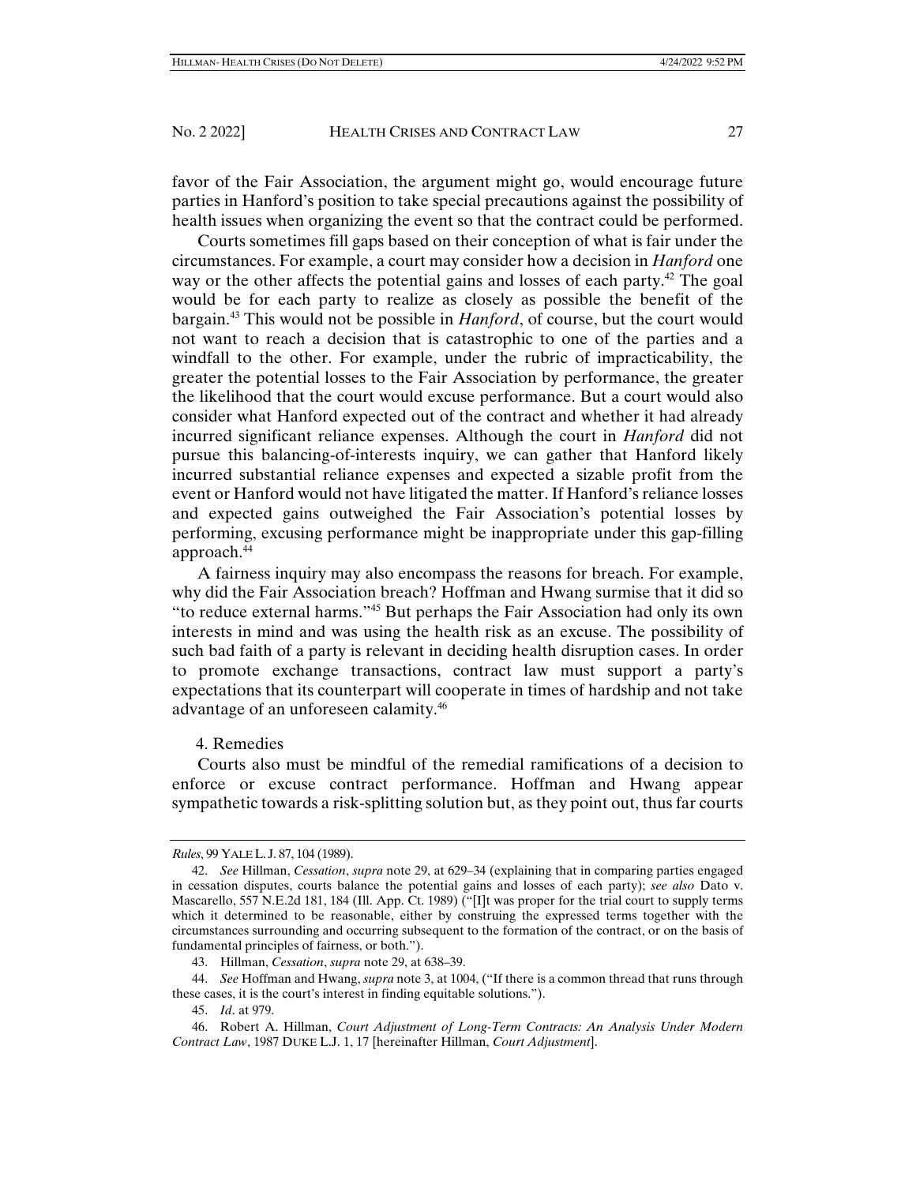favor of the Fair Association, the argument might go, would encourage future parties in Hanford's position to take special precautions against the possibility of health issues when organizing the event so that the contract could be performed.

Courts sometimes fill gaps based on their conception of what is fair under the circumstances. For example, a court may consider how a decision in *Hanford* one way or the other affects the potential gains and losses of each party.[42] The goal would be for each party to realize as closely as possible the benefit of the bargain.[43] This would not be possible in *Hanford*, of course, but the court would not want to reach a decision that is catastrophic to one of the parties and a windfall to the other. For example, under the rubric of impracticability, the greater the potential losses to the Fair Association by performance, the greater the likelihood that the court would excuse performance. But a court would also consider what Hanford expected out of the contract and whether it had already incurred significant reliance expenses. Although the court in *Hanford* did not pursue this balancing-of-interests inquiry, we can gather that Hanford likely incurred substantial reliance expenses and expected a sizable profit from the event or Hanford would not have litigated the matter. If Hanford's reliance losses and expected gains outweighed the Fair Association's potential losses by performing, excusing performance might be inappropriate under this gap-filling approach.[44]

A fairness inquiry may also encompass the reasons for breach. For example, why did the Fair Association breach? Hoffman and Hwang surmise that it did so "to reduce external harms."[45] But perhaps the Fair Association had only its own interests in mind and was using the health risk as an excuse. The possibility of such bad faith of a party is relevant in deciding health disruption cases. In order to promote exchange transactions, contract law must support a party's expectations that its counterpart will cooperate in times of hardship and not take advantage of an unforeseen calamity.[46]

4. Remedies

Courts also must be mindful of the remedial ramifications of a decision to enforce or excuse contract performance. Hoffman and Hwang appear sympathetic towards a risk-splitting solution but, as they point out, thus far courts

---

*Rules*, 99 YALE L. J. 87, 104 (1989).

42. *See* Hillman, *Cessation*, *supra* note 29, at 629–34 (explaining that in comparing parties engaged in cessation disputes, courts balance the potential gains and losses of each party); *see also* Dato v. Mascarello, 557 N.E.2d 181, 184 (Ill. App. Ct. 1989) ("[I]t was proper for the trial court to supply terms which it determined to be reasonable, either by construing the expressed terms together with the circumstances surrounding and occurring subsequent to the formation of the contract, or on the basis of fundamental principles of fairness, or both.").

43. Hillman, *Cessation*, *supra* note 29, at 638–39.

44. *See* Hoffman and Hwang, *supra* note 3, at 1004, ("If there is a common thread that runs through these cases, it is the court's interest in finding equitable solutions.").

45. *Id*. at 979.

46. Robert A. Hillman, *Court Adjustment of Long-Term Contracts: An Analysis Under Modern Contract Law*, 1987 DUKE L.J. 1, 17 [hereinafter Hillman, *Court Adjustment*].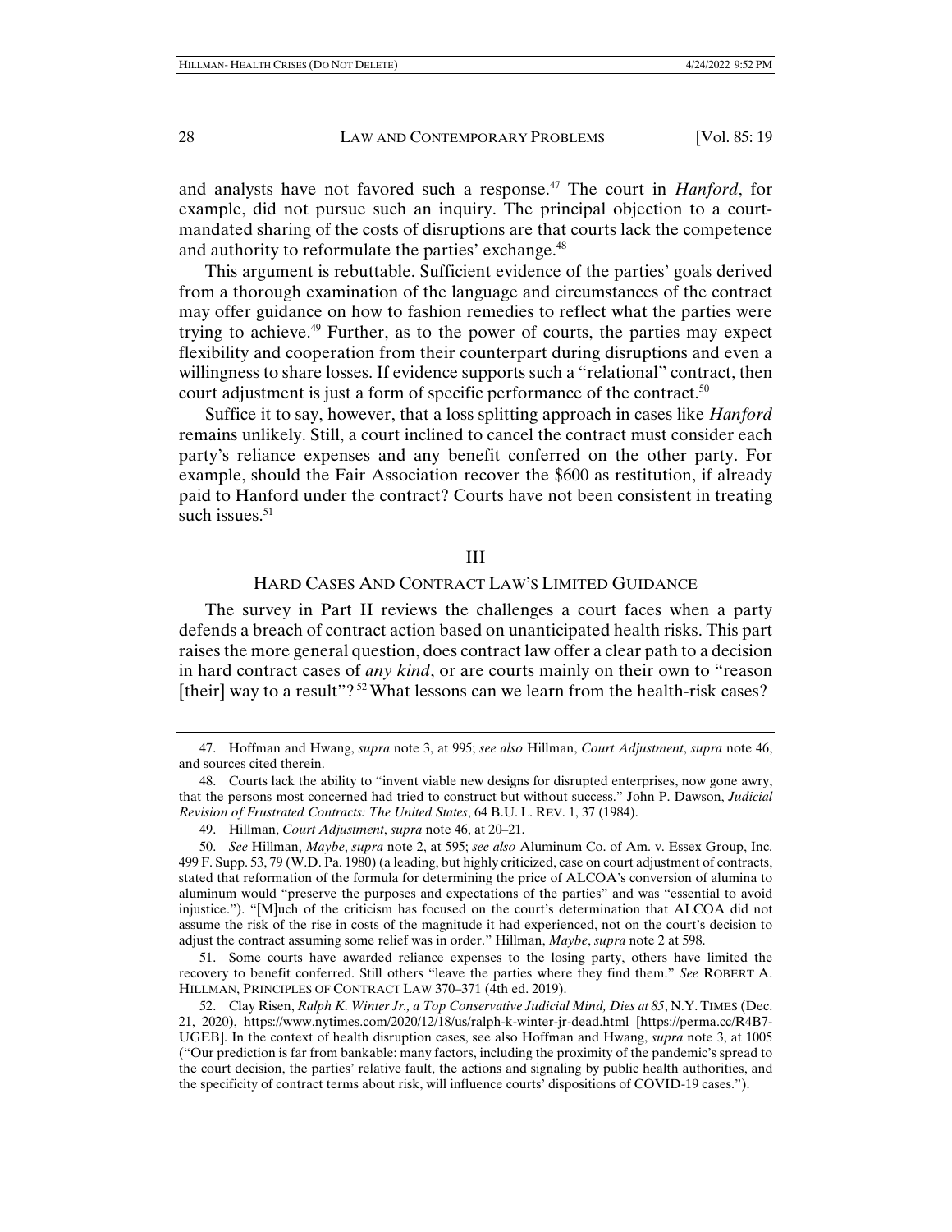and analysts have not favored such a response.[47] The court in *Hanford*, for example, did not pursue such an inquiry. The principal objection to a court-mandated sharing of the costs of disruptions are that courts lack the competence and authority to reformulate the parties' exchange.[48]

This argument is rebuttable. Sufficient evidence of the parties' goals derived from a thorough examination of the language and circumstances of the contract may offer guidance on how to fashion remedies to reflect what the parties were trying to achieve.[49] Further, as to the power of courts, the parties may expect flexibility and cooperation from their counterpart during disruptions and even a willingness to share losses. If evidence supports such a "relational" contract, then court adjustment is just a form of specific performance of the contract.[50]

Suffice it to say, however, that a loss splitting approach in cases like *Hanford* remains unlikely. Still, a court inclined to cancel the contract must consider each party's reliance expenses and any benefit conferred on the other party. For example, should the Fair Association recover the $600 as restitution, if already paid to Hanford under the contract? Courts have not been consistent in treating such issues.[51]

## III

## HARD CASES AND CONTRACT LAW'S LIMITED GUIDANCE

The survey in Part II reviews the challenges a court faces when a party defends a breach of contract action based on unanticipated health risks. This part raises the more general question, does contract law offer a clear path to a decision in hard contract cases of *any kind*, or are courts mainly on their own to "reason [their] way to a result"?[52] What lessons can we learn from the health-risk cases?

---

47. Hoffman and Hwang, *supra* note 3, at 995; *see also* Hillman, *Court Adjustment*, *supra* note 46, and sources cited therein.

48. Courts lack the ability to "invent viable new designs for disrupted enterprises, now gone awry, that the persons most concerned had tried to construct but without success." John P. Dawson, *Judicial Revision of Frustrated Contracts: The United States*, 64 B.U. L. REV. 1, 37 (1984).

49. Hillman, *Court Adjustment*, *supra* note 46, at 20–21.

50. *See* Hillman, *Maybe*, *supra* note 2, at 595; *see also* Aluminum Co. of Am. v. Essex Group, Inc. 499 F. Supp. 53, 79 (W.D. Pa. 1980) (a leading, but highly criticized, case on court adjustment of contracts, stated that reformation of the formula for determining the price of ALCOA's conversion of alumina to aluminum would "preserve the purposes and expectations of the parties" and was "essential to avoid injustice."). "[M]uch of the criticism has focused on the court's determination that ALCOA did not assume the risk of the rise in costs of the magnitude it had experienced, not on the court's decision to adjust the contract assuming some relief was in order." Hillman, *Maybe*, *supra* note 2 at 598.

51. Some courts have awarded reliance expenses to the losing party, others have limited the recovery to benefit conferred. Still others "leave the parties where they find them." *See* ROBERT A. HILLMAN, PRINCIPLES OF CONTRACT LAW 370–371 (4th ed. 2019).

52. Clay Risen, *Ralph K. Winter Jr., a Top Conservative Judicial Mind, Dies at 85*, N.Y. TIMES (Dec. 21, 2020), https://www.nytimes.com/2020/12/18/us/ralph-k-winter-jr-dead.html [https://perma.cc/R4B7-UGEB]. In the context of health disruption cases, see also Hoffman and Hwang, *supra* note 3, at 1005 ("Our prediction is far from bankable: many factors, including the proximity of the pandemic's spread to the court decision, the parties' relative fault, the actions and signaling by public health authorities, and the specificity of contract terms about risk, will influence courts' dispositions of COVID-19 cases.").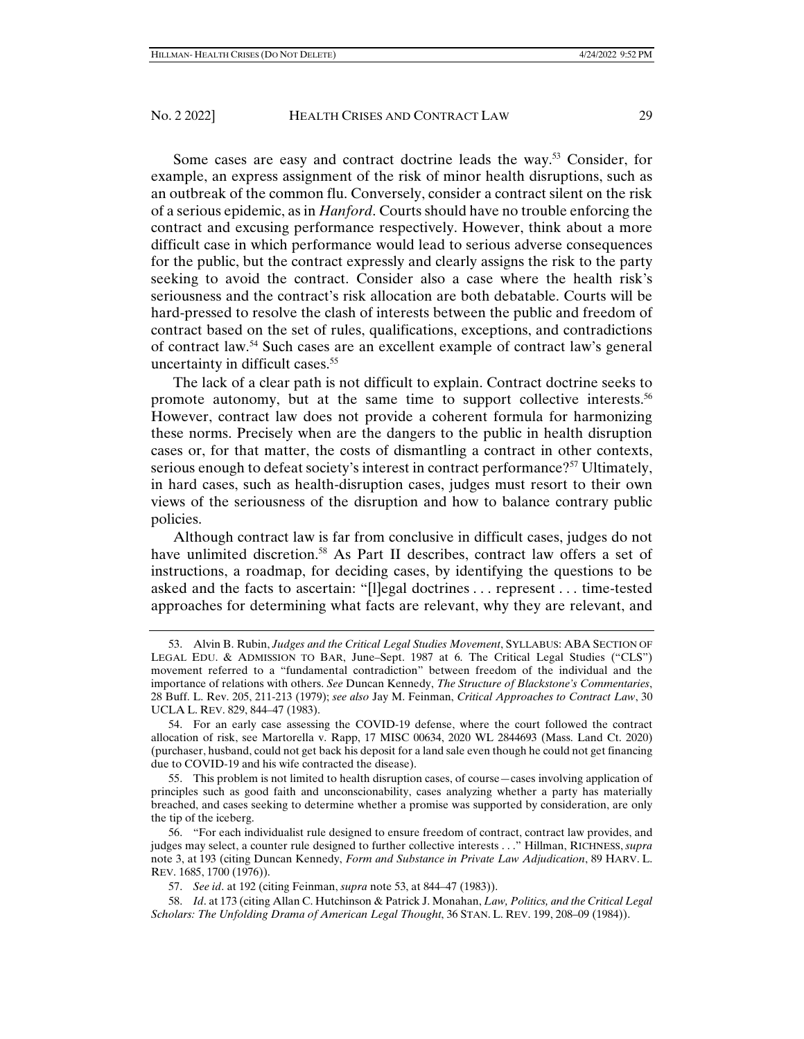Some cases are easy and contract doctrine leads the way.[53] Consider, for example, an express assignment of the risk of minor health disruptions, such as an outbreak of the common flu. Conversely, consider a contract silent on the risk of a serious epidemic, as in *Hanford*. Courts should have no trouble enforcing the contract and excusing performance respectively. However, think about a more difficult case in which performance would lead to serious adverse consequences for the public, but the contract expressly and clearly assigns the risk to the party seeking to avoid the contract. Consider also a case where the health risk's seriousness and the contract's risk allocation are both debatable. Courts will be hard-pressed to resolve the clash of interests between the public and freedom of contract based on the set of rules, qualifications, exceptions, and contradictions of contract law.[54] Such cases are an excellent example of contract law's general uncertainty in difficult cases.[55]

The lack of a clear path is not difficult to explain. Contract doctrine seeks to promote autonomy, but at the same time to support collective interests.[56] However, contract law does not provide a coherent formula for harmonizing these norms. Precisely when are the dangers to the public in health disruption cases or, for that matter, the costs of dismantling a contract in other contexts, serious enough to defeat society's interest in contract performance?[57] Ultimately, in hard cases, such as health-disruption cases, judges must resort to their own views of the seriousness of the disruption and how to balance contrary public policies.

Although contract law is far from conclusive in difficult cases, judges do not have unlimited discretion.[58] As Part II describes, contract law offers a set of instructions, a roadmap, for deciding cases, by identifying the questions to be asked and the facts to ascertain: "[l]egal doctrines . . . represent . . . time-tested approaches for determining what facts are relevant, why they are relevant, and

---

53. Alvin B. Rubin, *Judges and the Critical Legal Studies Movement*, SYLLABUS: ABA SECTION OF LEGAL EDU. & ADMISSION TO BAR, June–Sept. 1987 at 6. The Critical Legal Studies ("CLS") movement referred to a "fundamental contradiction" between freedom of the individual and the importance of relations with others. *See* Duncan Kennedy, *The Structure of Blackstone's Commentaries*, 28 Buff. L. Rev. 205, 211-213 (1979); *see also* Jay M. Feinman, *Critical Approaches to Contract Law*, 30 UCLA L. REV. 829, 844–47 (1983).

54. For an early case assessing the COVID-19 defense, where the court followed the contract allocation of risk, see Martorella v. Rapp, 17 MISC 00634, 2020 WL 2844693 (Mass. Land Ct. 2020) (purchaser, husband, could not get back his deposit for a land sale even though he could not get financing due to COVID-19 and his wife contracted the disease).

55. This problem is not limited to health disruption cases, of course—cases involving application of principles such as good faith and unconscionability, cases analyzing whether a party has materially breached, and cases seeking to determine whether a promise was supported by consideration, are only the tip of the iceberg.

56. "For each individualist rule designed to ensure freedom of contract, contract law provides, and judges may select, a counter rule designed to further collective interests . . ." Hillman, RICHNESS, *supra* note 3, at 193 (citing Duncan Kennedy, *Form and Substance in Private Law Adjudication*, 89 HARV. L. REV. 1685, 1700 (1976)).

57. *See id*. at 192 (citing Feinman, *supra* note 53, at 844–47 (1983)).

58. *Id*. at 173 (citing Allan C. Hutchinson & Patrick J. Monahan, *Law, Politics, and the Critical Legal Scholars: The Unfolding Drama of American Legal Thought*, 36 STAN. L. REV. 199, 208–09 (1984)).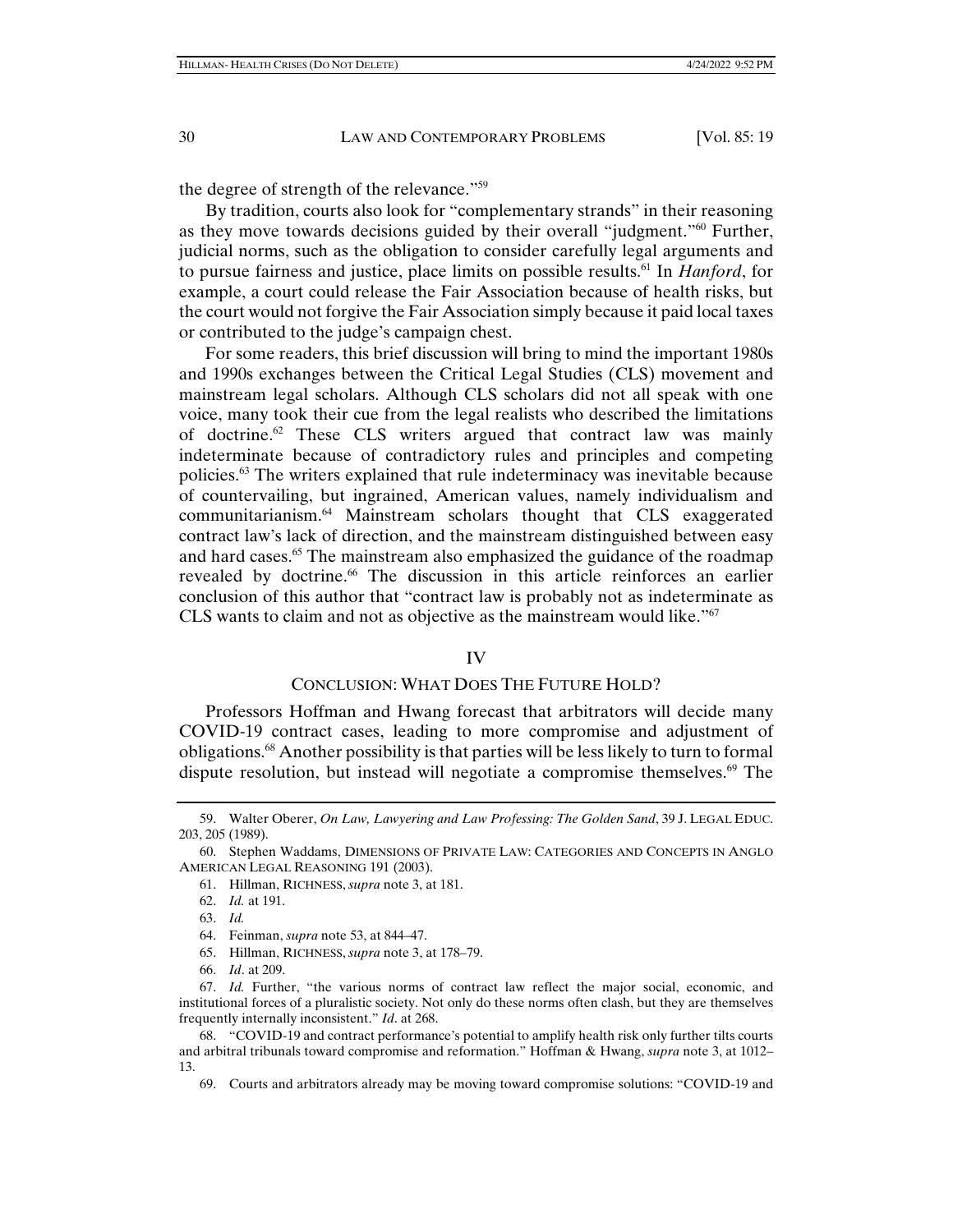the degree of strength of the relevance."[59]

By tradition, courts also look for "complementary strands" in their reasoning as they move towards decisions guided by their overall "judgment."[60] Further, judicial norms, such as the obligation to consider carefully legal arguments and to pursue fairness and justice, place limits on possible results.[61] In *Hanford*, for example, a court could release the Fair Association because of health risks, but the court would not forgive the Fair Association simply because it paid local taxes or contributed to the judge's campaign chest.

For some readers, this brief discussion will bring to mind the important 1980s and 1990s exchanges between the Critical Legal Studies (CLS) movement and mainstream legal scholars. Although CLS scholars did not all speak with one voice, many took their cue from the legal realists who described the limitations of doctrine.[62] These CLS writers argued that contract law was mainly indeterminate because of contradictory rules and principles and competing policies.[63] The writers explained that rule indeterminacy was inevitable because of countervailing, but ingrained, American values, namely individualism and communitarianism.[64] Mainstream scholars thought that CLS exaggerated contract law's lack of direction, and the mainstream distinguished between easy and hard cases.[65] The mainstream also emphasized the guidance of the roadmap revealed by doctrine.[66] The discussion in this article reinforces an earlier conclusion of this author that "contract law is probably not as indeterminate as CLS wants to claim and not as objective as the mainstream would like."[67]

## IV

## CONCLUSION: WHAT DOES THE FUTURE HOLD?

Professors Hoffman and Hwang forecast that arbitrators will decide many COVID-19 contract cases, leading to more compromise and adjustment of obligations.[68] Another possibility is that parties will be less likely to turn to formal dispute resolution, but instead will negotiate a compromise themselves.[69] The

---

59. Walter Oberer, *On Law, Lawyering and Law Professing: The Golden Sand*, 39 J. LEGAL EDUC. 203, 205 (1989).

60. Stephen Waddams, DIMENSIONS OF PRIVATE LAW: CATEGORIES AND CONCEPTS IN ANGLO AMERICAN LEGAL REASONING 191 (2003).

61. Hillman, RICHNESS, *supra* note 3, at 181.

62. *Id.* at 191.

63. *Id.*

64. Feinman, *supra* note 53, at 844–47.

65. Hillman, RICHNESS, *supra* note 3, at 178–79.

66. *Id*. at 209.

67. *Id.* Further, "the various norms of contract law reflect the major social, economic, and institutional forces of a pluralistic society. Not only do these norms often clash, but they are themselves frequently internally inconsistent." *Id*. at 268.

68. "COVID-19 and contract performance's potential to amplify health risk only further tilts courts and arbitral tribunals toward compromise and reformation." Hoffman & Hwang, *supra* note 3, at 1012–13.

69. Courts and arbitrators already may be moving toward compromise solutions: "COVID-19 and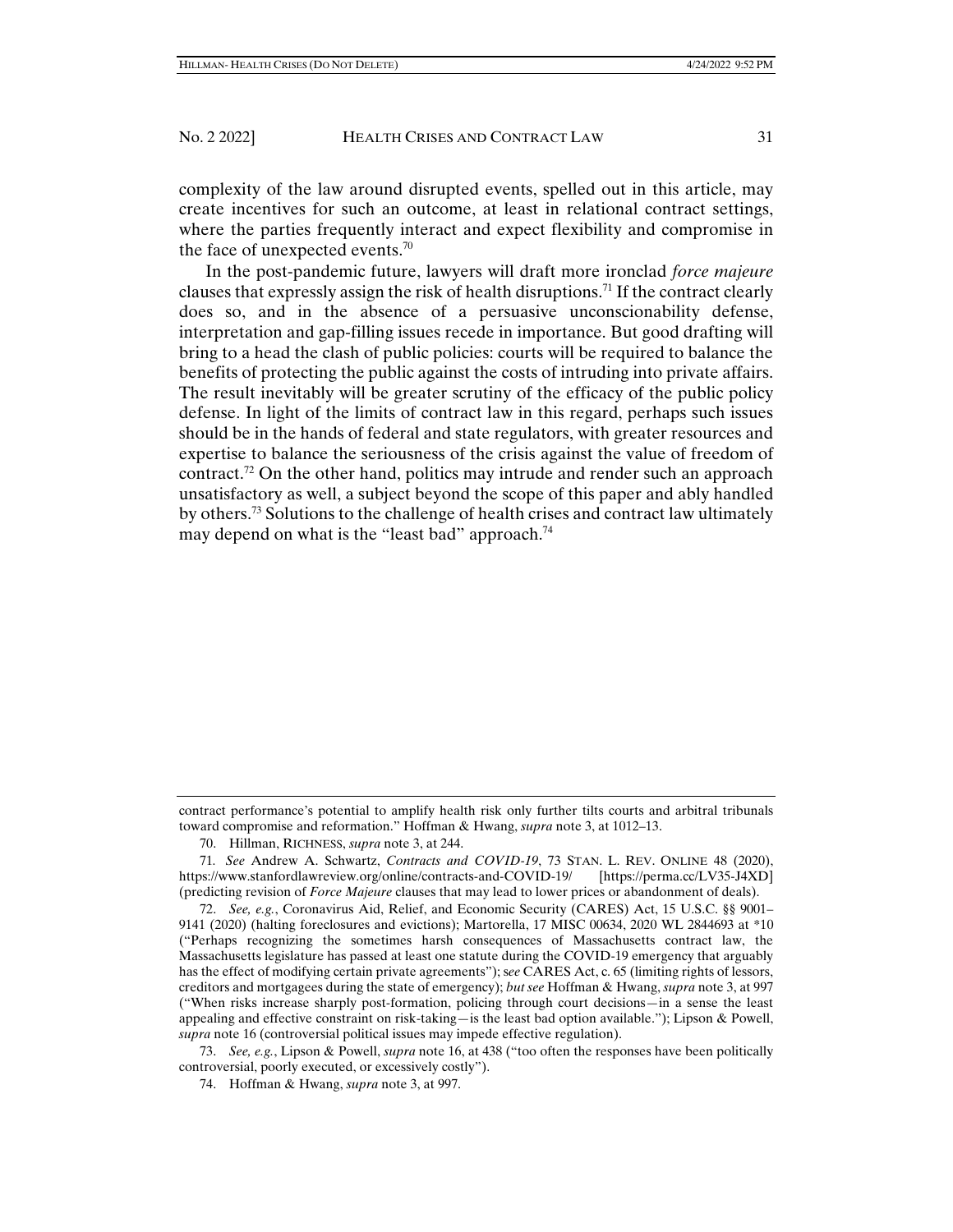complexity of the law around disrupted events, spelled out in this article, may create incentives for such an outcome, at least in relational contract settings, where the parties frequently interact and expect flexibility and compromise in the face of unexpected events.[70]

In the post-pandemic future, lawyers will draft more ironclad *force majeure* clauses that expressly assign the risk of health disruptions.[71] If the contract clearly does so, and in the absence of a persuasive unconscionability defense, interpretation and gap-filling issues recede in importance. But good drafting will bring to a head the clash of public policies: courts will be required to balance the benefits of protecting the public against the costs of intruding into private affairs. The result inevitably will be greater scrutiny of the efficacy of the public policy defense. In light of the limits of contract law in this regard, perhaps such issues should be in the hands of federal and state regulators, with greater resources and expertise to balance the seriousness of the crisis against the value of freedom of contract.[72] On the other hand, politics may intrude and render such an approach unsatisfactory as well, a subject beyond the scope of this paper and ably handled by others.[73] Solutions to the challenge of health crises and contract law ultimately may depend on what is the "least bad" approach.[74]

---

contract performance's potential to amplify health risk only further tilts courts and arbitral tribunals toward compromise and reformation." Hoffman & Hwang, *supra* note 3, at 1012–13.

70. Hillman, RICHNESS, *supra* note 3, at 244.

71. *See* Andrew A. Schwartz, *Contracts and COVID-19*, 73 STAN. L. REV. ONLINE 48 (2020), https://www.stanfordlawreview.org/online/contracts-and-COVID-19/ [https://perma.cc/LV35-J4XD] (predicting revision of *Force Majeure* clauses that may lead to lower prices or abandonment of deals).

72. *See, e.g.*, Coronavirus Aid, Relief, and Economic Security (CARES) Act, 15 U.S.C. §§ 9001–9141 (2020) (halting foreclosures and evictions); Martorella, 17 MISC 00634, 2020 WL 2844693 at *10 ("Perhaps recognizing the sometimes harsh consequences of Massachusetts contract law, the Massachusetts legislature has passed at least one statute during the COVID-19 emergency that arguably has the effect of modifying certain private agreements"); s*ee* CARES Act, c. 65 (limiting rights of lessors, creditors and mortgagees during the state of emergency); *but see* Hoffman & Hwang, *supra* note 3, at 997 ("When risks increase sharply post-formation, policing through court decisions—in a sense the least appealing and effective constraint on risk-taking—is the least bad option available."); Lipson & Powell, *supra* note 16 (controversial political issues may impede effective regulation).

73. *See, e.g.*, Lipson & Powell, *supra* note 16, at 438 ("too often the responses have been politically controversial, poorly executed, or excessively costly").

74. Hoffman & Hwang, *supra* note 3, at 997.